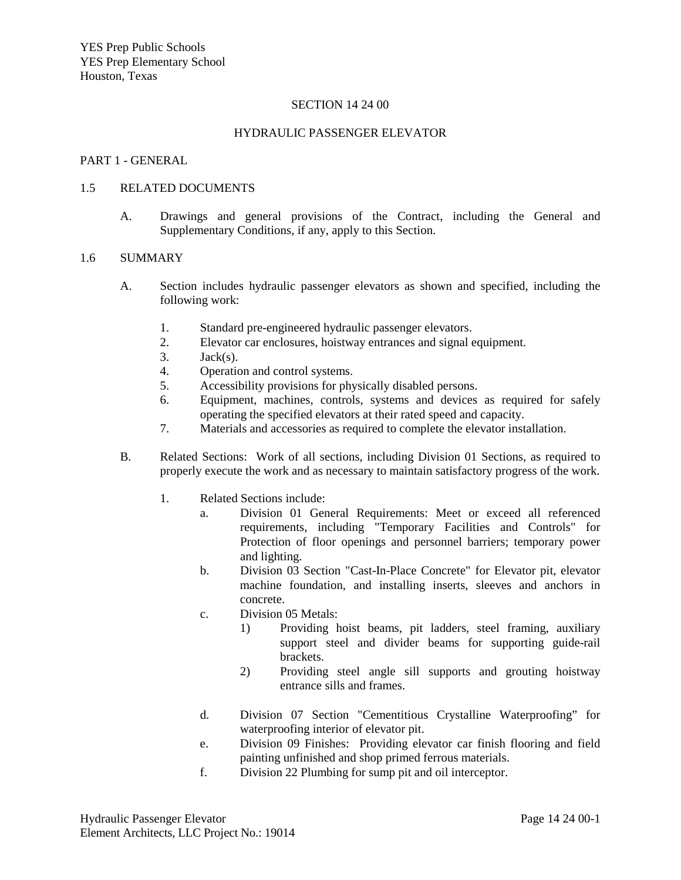YES Prep Public Schools
YES Prep Elementary School
Houston, Texas

# SECTION 14 24 00

# HYDRAULIC PASSENGER ELEVATOR

## PART 1 - GENERAL

### 1.5 RELATED DOCUMENTS

A. Drawings and general provisions of the Contract, including the General and Supplementary Conditions, if any, apply to this Section.

### 1.6 SUMMARY

A. Section includes hydraulic passenger elevators as shown and specified, including the following work:

1. Standard pre-engineered hydraulic passenger elevators.
2. Elevator car enclosures, hoistway entrances and signal equipment.
3. Jack(s).
4. Operation and control systems.
5. Accessibility provisions for physically disabled persons.
6. Equipment, machines, controls, systems and devices as required for safely operating the specified elevators at their rated speed and capacity.
7. Materials and accessories as required to complete the elevator installation.

B. Related Sections: Work of all sections, including Division 01 Sections, as required to properly execute the work and as necessary to maintain satisfactory progress of the work.

1. Related Sections include:
   a. Division 01 General Requirements: Meet or exceed all referenced requirements, including "Temporary Facilities and Controls" for Protection of floor openings and personnel barriers; temporary power and lighting.
   b. Division 03 Section "Cast-In-Place Concrete" for Elevator pit, elevator machine foundation, and installing inserts, sleeves and anchors in concrete.
   c. Division 05 Metals:
      1) Providing hoist beams, pit ladders, steel framing, auxiliary support steel and divider beams for supporting guide-rail brackets.
      2) Providing steel angle sill supports and grouting hoistway entrance sills and frames.
   d. Division 07 Section "Cementitious Crystalline Waterproofing" for waterproofing interior of elevator pit.
   e. Division 09 Finishes: Providing elevator car finish flooring and field painting unfinished and shop primed ferrous materials.
   f. Division 22 Plumbing for sump pit and oil interceptor.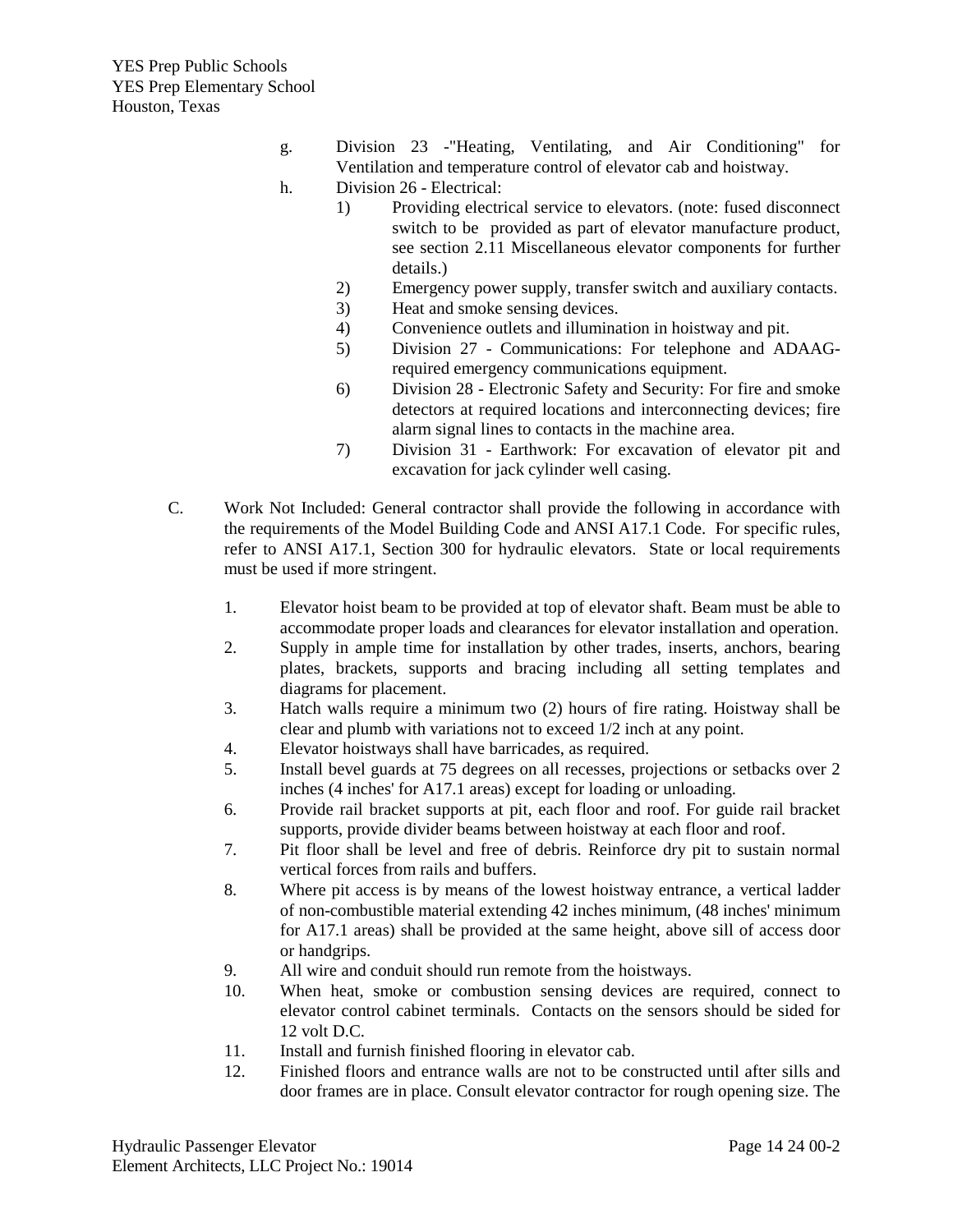g. Division 23 -"Heating, Ventilating, and Air Conditioning" for Ventilation and temperature control of elevator cab and hoistway.

h. Division 26 - Electrical:

1) Providing electrical service to elevators. (note: fused disconnect switch to be provided as part of elevator manufacture product, see section 2.11 Miscellaneous elevator components for further details.)
2) Emergency power supply, transfer switch and auxiliary contacts.
3) Heat and smoke sensing devices.
4) Convenience outlets and illumination in hoistway and pit.
5) Division 27 - Communications: For telephone and ADAAG-required emergency communications equipment.
6) Division 28 - Electronic Safety and Security: For fire and smoke detectors at required locations and interconnecting devices; fire alarm signal lines to contacts in the machine area.
7) Division 31 - Earthwork: For excavation of elevator pit and excavation for jack cylinder well casing.

C. Work Not Included: General contractor shall provide the following in accordance with the requirements of the Model Building Code and ANSI A17.1 Code. For specific rules, refer to ANSI A17.1, Section 300 for hydraulic elevators. State or local requirements must be used if more stringent.

1. Elevator hoist beam to be provided at top of elevator shaft. Beam must be able to accommodate proper loads and clearances for elevator installation and operation.
2. Supply in ample time for installation by other trades, inserts, anchors, bearing plates, brackets, supports and bracing including all setting templates and diagrams for placement.
3. Hatch walls require a minimum two (2) hours of fire rating. Hoistway shall be clear and plumb with variations not to exceed 1/2 inch at any point.
4. Elevator hoistways shall have barricades, as required.
5. Install bevel guards at 75 degrees on all recesses, projections or setbacks over 2 inches (4 inches' for A17.1 areas) except for loading or unloading.
6. Provide rail bracket supports at pit, each floor and roof. For guide rail bracket supports, provide divider beams between hoistway at each floor and roof.
7. Pit floor shall be level and free of debris. Reinforce dry pit to sustain normal vertical forces from rails and buffers.
8. Where pit access is by means of the lowest hoistway entrance, a vertical ladder of non-combustible material extending 42 inches minimum, (48 inches' minimum for A17.1 areas) shall be provided at the same height, above sill of access door or handgrips.
9. All wire and conduit should run remote from the hoistways.
10. When heat, smoke or combustion sensing devices are required, connect to elevator control cabinet terminals. Contacts on the sensors should be sided for 12 volt D.C.
11. Install and furnish finished flooring in elevator cab.
12. Finished floors and entrance walls are not to be constructed until after sills and door frames are in place. Consult elevator contractor for rough opening size. The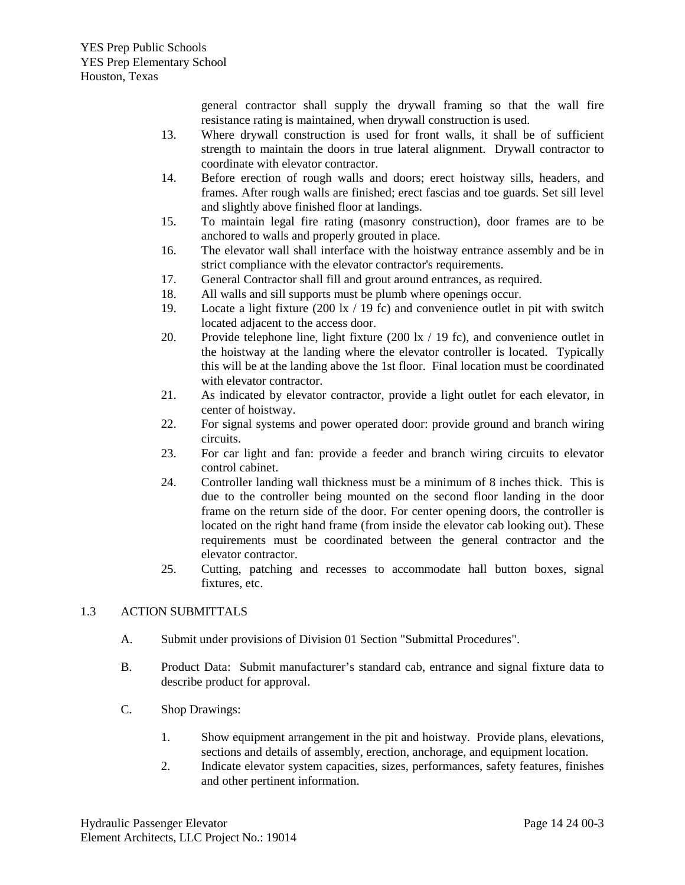general contractor shall supply the drywall framing so that the wall fire resistance rating is maintained, when drywall construction is used.

13. Where drywall construction is used for front walls, it shall be of sufficient strength to maintain the doors in true lateral alignment. Drywall contractor to coordinate with elevator contractor.
14. Before erection of rough walls and doors; erect hoistway sills, headers, and frames. After rough walls are finished; erect fascias and toe guards. Set sill level and slightly above finished floor at landings.
15. To maintain legal fire rating (masonry construction), door frames are to be anchored to walls and properly grouted in place.
16. The elevator wall shall interface with the hoistway entrance assembly and be in strict compliance with the elevator contractor's requirements.
17. General Contractor shall fill and grout around entrances, as required.
18. All walls and sill supports must be plumb where openings occur.
19. Locate a light fixture (200 lx / 19 fc) and convenience outlet in pit with switch located adjacent to the access door.
20. Provide telephone line, light fixture (200 lx / 19 fc), and convenience outlet in the hoistway at the landing where the elevator controller is located. Typically this will be at the landing above the 1st floor. Final location must be coordinated with elevator contractor.
21. As indicated by elevator contractor, provide a light outlet for each elevator, in center of hoistway.
22. For signal systems and power operated door: provide ground and branch wiring circuits.
23. For car light and fan: provide a feeder and branch wiring circuits to elevator control cabinet.
24. Controller landing wall thickness must be a minimum of 8 inches thick. This is due to the controller being mounted on the second floor landing in the door frame on the return side of the door. For center opening doors, the controller is located on the right hand frame (from inside the elevator cab looking out). These requirements must be coordinated between the general contractor and the elevator contractor.
25. Cutting, patching and recesses to accommodate hall button boxes, signal fixtures, etc.

## 1.3 ACTION SUBMITTALS

A. Submit under provisions of Division 01 Section "Submittal Procedures".

B. Product Data: Submit manufacturer's standard cab, entrance and signal fixture data to describe product for approval.

C. Shop Drawings:

1. Show equipment arrangement in the pit and hoistway. Provide plans, elevations, sections and details of assembly, erection, anchorage, and equipment location.
2. Indicate elevator system capacities, sizes, performances, safety features, finishes and other pertinent information.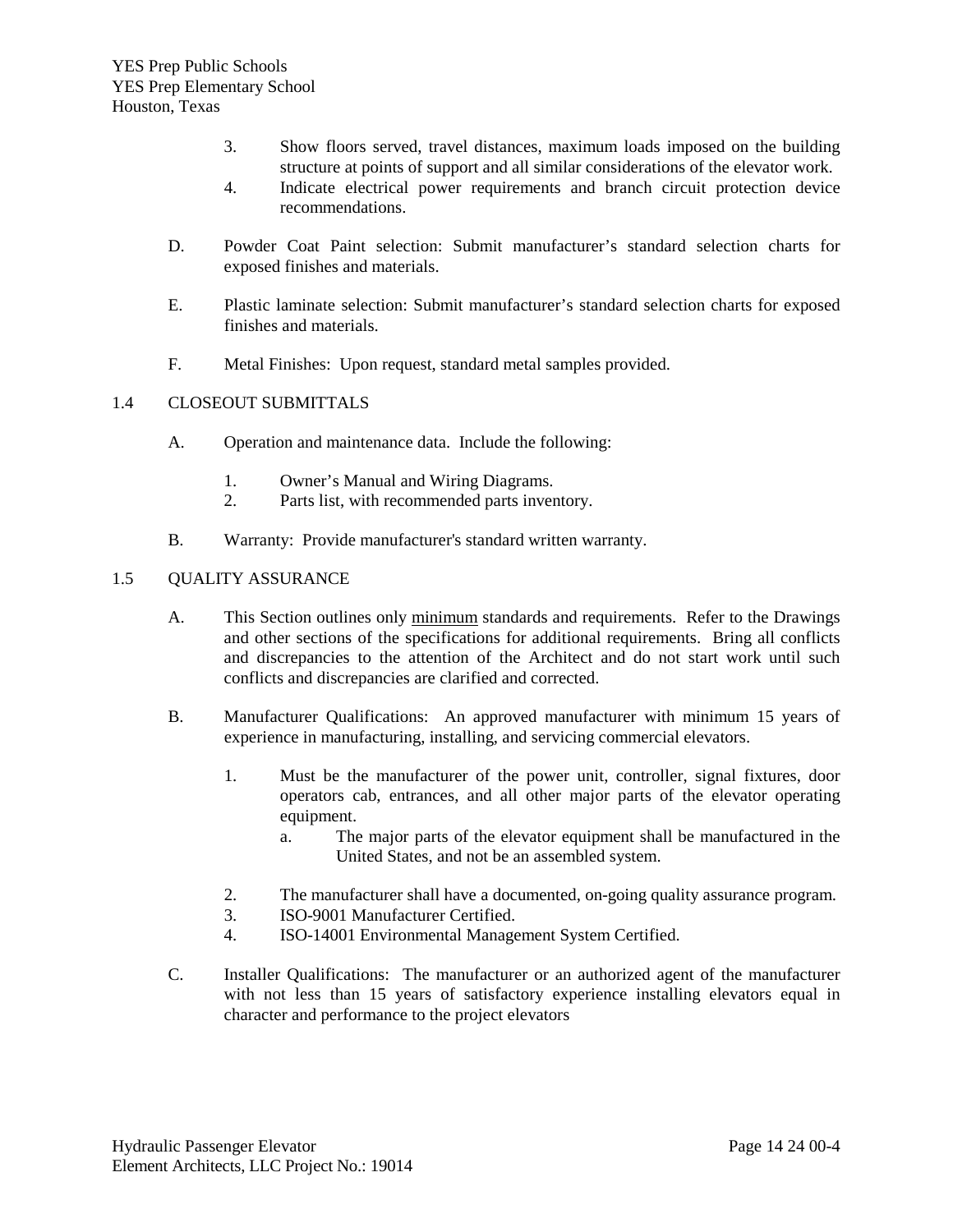3. Show floors served, travel distances, maximum loads imposed on the building structure at points of support and all similar considerations of the elevator work.
4. Indicate electrical power requirements and branch circuit protection device recommendations.

D. Powder Coat Paint selection: Submit manufacturer's standard selection charts for exposed finishes and materials.

E. Plastic laminate selection: Submit manufacturer's standard selection charts for exposed finishes and materials.

F. Metal Finishes: Upon request, standard metal samples provided.

## 1.4 CLOSEOUT SUBMITTALS

A. Operation and maintenance data. Include the following:

1. Owner's Manual and Wiring Diagrams.
2. Parts list, with recommended parts inventory.

B. Warranty: Provide manufacturer's standard written warranty.

## 1.5 QUALITY ASSURANCE

A. This Section outlines only <u>minimum</u> standards and requirements. Refer to the Drawings and other sections of the specifications for additional requirements. Bring all conflicts and discrepancies to the attention of the Architect and do not start work until such conflicts and discrepancies are clarified and corrected.

B. Manufacturer Qualifications: An approved manufacturer with minimum 15 years of experience in manufacturing, installing, and servicing commercial elevators.

1. Must be the manufacturer of the power unit, controller, signal fixtures, door operators cab, entrances, and all other major parts of the elevator operating equipment.
   a. The major parts of the elevator equipment shall be manufactured in the United States, and not be an assembled system.
2. The manufacturer shall have a documented, on-going quality assurance program.
3. ISO-9001 Manufacturer Certified.
4. ISO-14001 Environmental Management System Certified.

C. Installer Qualifications: The manufacturer or an authorized agent of the manufacturer with not less than 15 years of satisfactory experience installing elevators equal in character and performance to the project elevators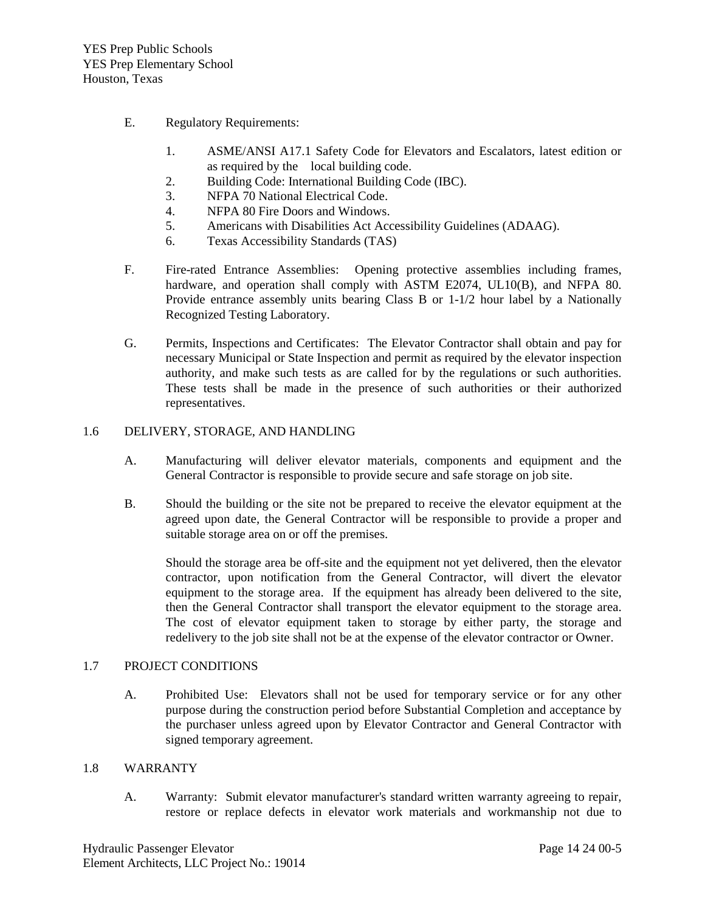E. Regulatory Requirements:

1. ASME/ANSI A17.1 Safety Code for Elevators and Escalators, latest edition or as required by the local building code.
2. Building Code: International Building Code (IBC).
3. NFPA 70 National Electrical Code.
4. NFPA 80 Fire Doors and Windows.
5. Americans with Disabilities Act Accessibility Guidelines (ADAAG).
6. Texas Accessibility Standards (TAS)

F. Fire-rated Entrance Assemblies: Opening protective assemblies including frames, hardware, and operation shall comply with ASTM E2074, UL10(B), and NFPA 80. Provide entrance assembly units bearing Class B or 1-1/2 hour label by a Nationally Recognized Testing Laboratory.

G. Permits, Inspections and Certificates: The Elevator Contractor shall obtain and pay for necessary Municipal or State Inspection and permit as required by the elevator inspection authority, and make such tests as are called for by the regulations or such authorities. These tests shall be made in the presence of such authorities or their authorized representatives.

## 1.6 DELIVERY, STORAGE, AND HANDLING

A. Manufacturing will deliver elevator materials, components and equipment and the General Contractor is responsible to provide secure and safe storage on job site.

B. Should the building or the site not be prepared to receive the elevator equipment at the agreed upon date, the General Contractor will be responsible to provide a proper and suitable storage area on or off the premises.

Should the storage area be off-site and the equipment not yet delivered, then the elevator contractor, upon notification from the General Contractor, will divert the elevator equipment to the storage area. If the equipment has already been delivered to the site, then the General Contractor shall transport the elevator equipment to the storage area. The cost of elevator equipment taken to storage by either party, the storage and redelivery to the job site shall not be at the expense of the elevator contractor or Owner.

## 1.7 PROJECT CONDITIONS

A. Prohibited Use: Elevators shall not be used for temporary service or for any other purpose during the construction period before Substantial Completion and acceptance by the purchaser unless agreed upon by Elevator Contractor and General Contractor with signed temporary agreement.

## 1.8 WARRANTY

A. Warranty: Submit elevator manufacturer's standard written warranty agreeing to repair, restore or replace defects in elevator work materials and workmanship not due to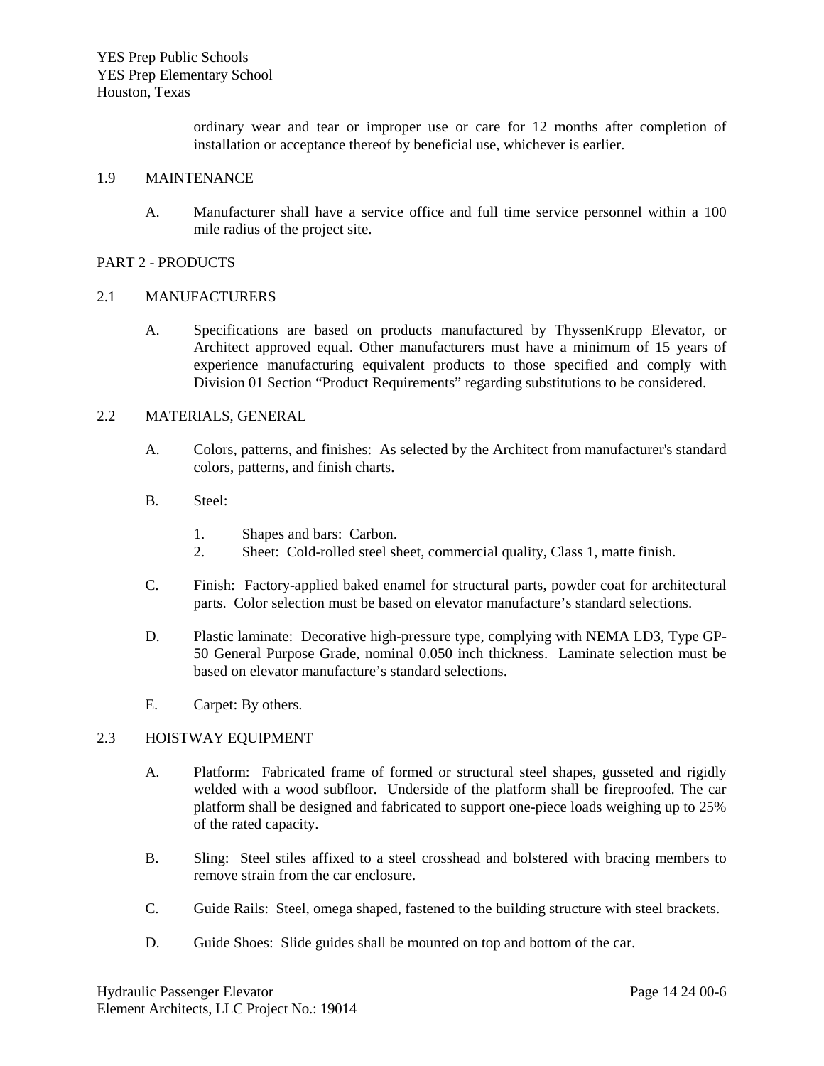ordinary wear and tear or improper use or care for 12 months after completion of installation or acceptance thereof by beneficial use, whichever is earlier.

1.9 MAINTENANCE

A. Manufacturer shall have a service office and full time service personnel within a 100 mile radius of the project site.

## PART 2 - PRODUCTS

2.1 MANUFACTURERS

A. Specifications are based on products manufactured by ThyssenKrupp Elevator, or Architect approved equal. Other manufacturers must have a minimum of 15 years of experience manufacturing equivalent products to those specified and comply with Division 01 Section “Product Requirements” regarding substitutions to be considered.

2.2 MATERIALS, GENERAL

A. Colors, patterns, and finishes: As selected by the Architect from manufacturer's standard colors, patterns, and finish charts.

B. Steel:

1. Shapes and bars: Carbon.
2. Sheet: Cold-rolled steel sheet, commercial quality, Class 1, matte finish.

C. Finish: Factory-applied baked enamel for structural parts, powder coat for architectural parts. Color selection must be based on elevator manufacture’s standard selections.

D. Plastic laminate: Decorative high-pressure type, complying with NEMA LD3, Type GP-50 General Purpose Grade, nominal 0.050 inch thickness. Laminate selection must be based on elevator manufacture’s standard selections.

E. Carpet: By others.

2.3 HOISTWAY EQUIPMENT

A. Platform: Fabricated frame of formed or structural steel shapes, gusseted and rigidly welded with a wood subfloor. Underside of the platform shall be fireproofed. The car platform shall be designed and fabricated to support one-piece loads weighing up to 25% of the rated capacity.

B. Sling: Steel stiles affixed to a steel crosshead and bolstered with bracing members to remove strain from the car enclosure.

C. Guide Rails: Steel, omega shaped, fastened to the building structure with steel brackets.

D. Guide Shoes: Slide guides shall be mounted on top and bottom of the car.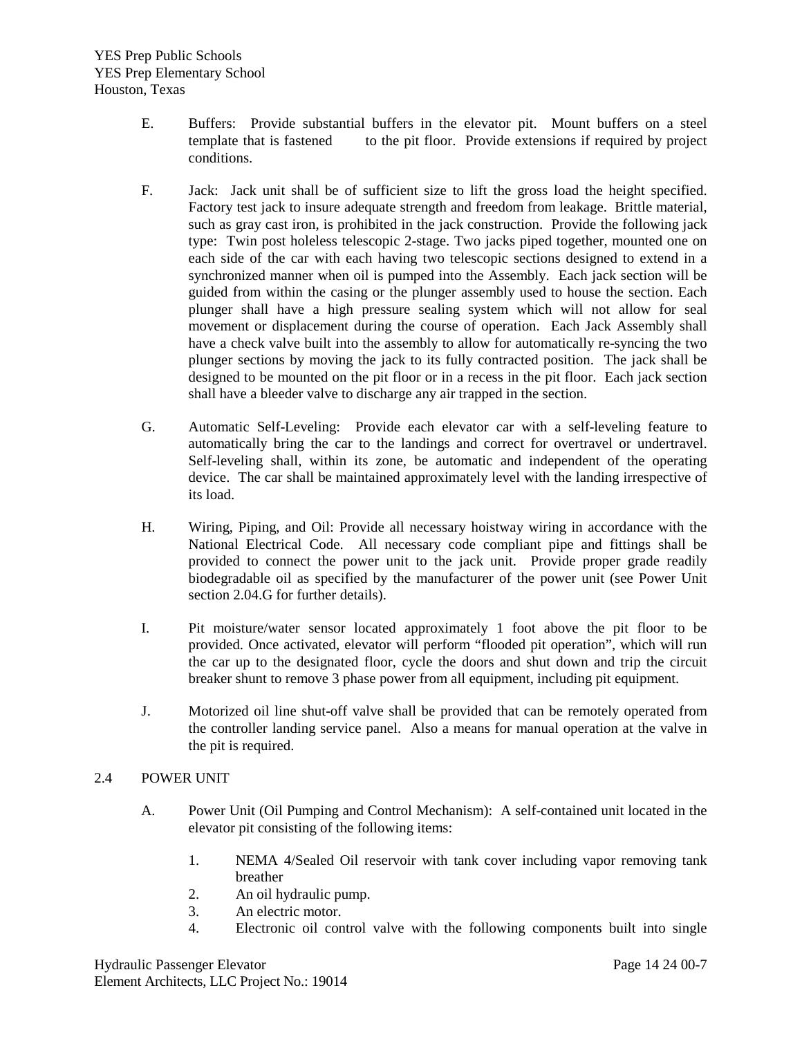E. Buffers: Provide substantial buffers in the elevator pit. Mount buffers on a steel template that is fastened to the pit floor. Provide extensions if required by project conditions.

F. Jack: Jack unit shall be of sufficient size to lift the gross load the height specified. Factory test jack to insure adequate strength and freedom from leakage. Brittle material, such as gray cast iron, is prohibited in the jack construction. Provide the following jack type: Twin post holeless telescopic 2-stage. Two jacks piped together, mounted one on each side of the car with each having two telescopic sections designed to extend in a synchronized manner when oil is pumped into the Assembly. Each jack section will be guided from within the casing or the plunger assembly used to house the section. Each plunger shall have a high pressure sealing system which will not allow for seal movement or displacement during the course of operation. Each Jack Assembly shall have a check valve built into the assembly to allow for automatically re-syncing the two plunger sections by moving the jack to its fully contracted position. The jack shall be designed to be mounted on the pit floor or in a recess in the pit floor. Each jack section shall have a bleeder valve to discharge any air trapped in the section.

G. Automatic Self-Leveling: Provide each elevator car with a self-leveling feature to automatically bring the car to the landings and correct for overtravel or undertravel. Self-leveling shall, within its zone, be automatic and independent of the operating device. The car shall be maintained approximately level with the landing irrespective of its load.

H. Wiring, Piping, and Oil: Provide all necessary hoistway wiring in accordance with the National Electrical Code. All necessary code compliant pipe and fittings shall be provided to connect the power unit to the jack unit. Provide proper grade readily biodegradable oil as specified by the manufacturer of the power unit (see Power Unit section 2.04.G for further details).

I. Pit moisture/water sensor located approximately 1 foot above the pit floor to be provided. Once activated, elevator will perform "flooded pit operation", which will run the car up to the designated floor, cycle the doors and shut down and trip the circuit breaker shunt to remove 3 phase power from all equipment, including pit equipment.

J. Motorized oil line shut-off valve shall be provided that can be remotely operated from the controller landing service panel. Also a means for manual operation at the valve in the pit is required.

## 2.4 POWER UNIT

A. Power Unit (Oil Pumping and Control Mechanism): A self-contained unit located in the elevator pit consisting of the following items:

1. NEMA 4/Sealed Oil reservoir with tank cover including vapor removing tank breather
2. An oil hydraulic pump.
3. An electric motor.
4. Electronic oil control valve with the following components built into single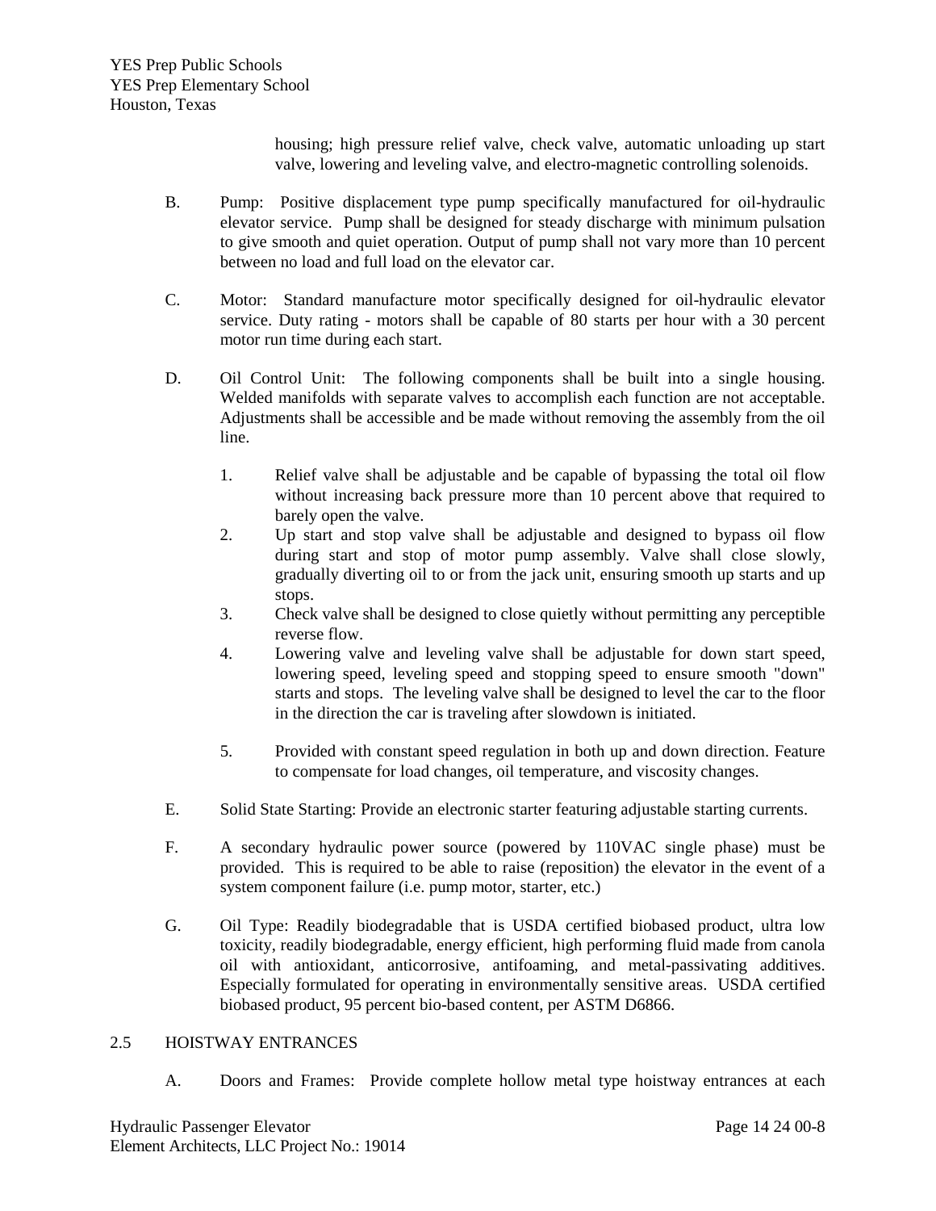housing; high pressure relief valve, check valve, automatic unloading up start valve, lowering and leveling valve, and electro-magnetic controlling solenoids.

B. Pump: Positive displacement type pump specifically manufactured for oil-hydraulic elevator service. Pump shall be designed for steady discharge with minimum pulsation to give smooth and quiet operation. Output of pump shall not vary more than 10 percent between no load and full load on the elevator car.

C. Motor: Standard manufacture motor specifically designed for oil-hydraulic elevator service. Duty rating - motors shall be capable of 80 starts per hour with a 30 percent motor run time during each start.

D. Oil Control Unit: The following components shall be built into a single housing. Welded manifolds with separate valves to accomplish each function are not acceptable. Adjustments shall be accessible and be made without removing the assembly from the oil line.

1. Relief valve shall be adjustable and be capable of bypassing the total oil flow without increasing back pressure more than 10 percent above that required to barely open the valve.
2. Up start and stop valve shall be adjustable and designed to bypass oil flow during start and stop of motor pump assembly. Valve shall close slowly, gradually diverting oil to or from the jack unit, ensuring smooth up starts and up stops.
3. Check valve shall be designed to close quietly without permitting any perceptible reverse flow.
4. Lowering valve and leveling valve shall be adjustable for down start speed, lowering speed, leveling speed and stopping speed to ensure smooth "down" starts and stops. The leveling valve shall be designed to level the car to the floor in the direction the car is traveling after slowdown is initiated.
5. Provided with constant speed regulation in both up and down direction. Feature to compensate for load changes, oil temperature, and viscosity changes.

E. Solid State Starting: Provide an electronic starter featuring adjustable starting currents.

F. A secondary hydraulic power source (powered by 110VAC single phase) must be provided. This is required to be able to raise (reposition) the elevator in the event of a system component failure (i.e. pump motor, starter, etc.)

G. Oil Type: Readily biodegradable that is USDA certified biobased product, ultra low toxicity, readily biodegradable, energy efficient, high performing fluid made from canola oil with antioxidant, anticorrosive, antifoaming, and metal-passivating additives. Especially formulated for operating in environmentally sensitive areas. USDA certified biobased product, 95 percent bio-based content, per ASTM D6866.

## 2.5 HOISTWAY ENTRANCES

A. Doors and Frames: Provide complete hollow metal type hoistway entrances at each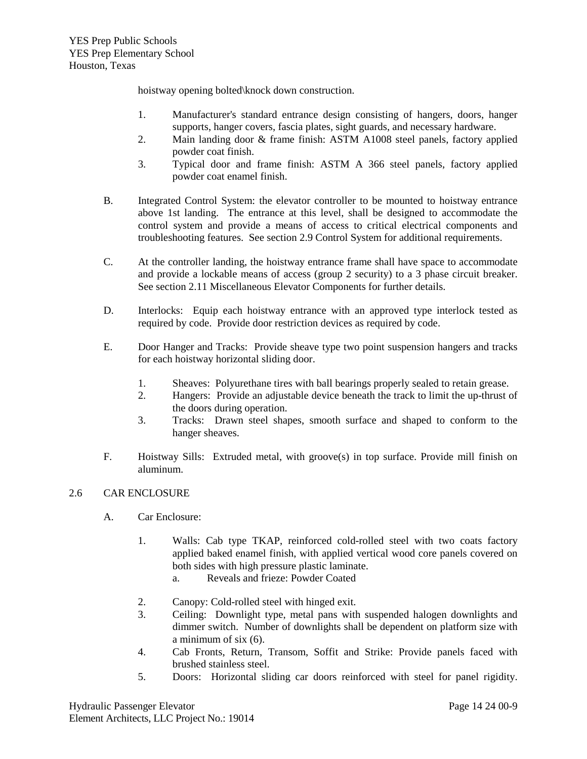hoistway opening bolted\knock down construction.

1. Manufacturer's standard entrance design consisting of hangers, doors, hanger supports, hanger covers, fascia plates, sight guards, and necessary hardware.
2. Main landing door & frame finish: ASTM A1008 steel panels, factory applied powder coat finish.
3. Typical door and frame finish: ASTM A 366 steel panels, factory applied powder coat enamel finish.

B. Integrated Control System: the elevator controller to be mounted to hoistway entrance above 1st landing. The entrance at this level, shall be designed to accommodate the control system and provide a means of access to critical electrical components and troubleshooting features. See section 2.9 Control System for additional requirements.

C. At the controller landing, the hoistway entrance frame shall have space to accommodate and provide a lockable means of access (group 2 security) to a 3 phase circuit breaker. See section 2.11 Miscellaneous Elevator Components for further details.

D. Interlocks: Equip each hoistway entrance with an approved type interlock tested as required by code. Provide door restriction devices as required by code.

E. Door Hanger and Tracks: Provide sheave type two point suspension hangers and tracks for each hoistway horizontal sliding door.

1. Sheaves: Polyurethane tires with ball bearings properly sealed to retain grease.
2. Hangers: Provide an adjustable device beneath the track to limit the up-thrust of the doors during operation.
3. Tracks: Drawn steel shapes, smooth surface and shaped to conform to the hanger sheaves.

F. Hoistway Sills: Extruded metal, with groove(s) in top surface. Provide mill finish on aluminum.

## 2.6 CAR ENCLOSURE

A. Car Enclosure:

1. Walls: Cab type TKAP, reinforced cold-rolled steel with two coats factory applied baked enamel finish, with applied vertical wood core panels covered on both sides with high pressure plastic laminate.
   a. Reveals and frieze: Powder Coated
2. Canopy: Cold-rolled steel with hinged exit.
3. Ceiling: Downlight type, metal pans with suspended halogen downlights and dimmer switch. Number of downlights shall be dependent on platform size with a minimum of six (6).
4. Cab Fronts, Return, Transom, Soffit and Strike: Provide panels faced with brushed stainless steel.
5. Doors: Horizontal sliding car doors reinforced with steel for panel rigidity.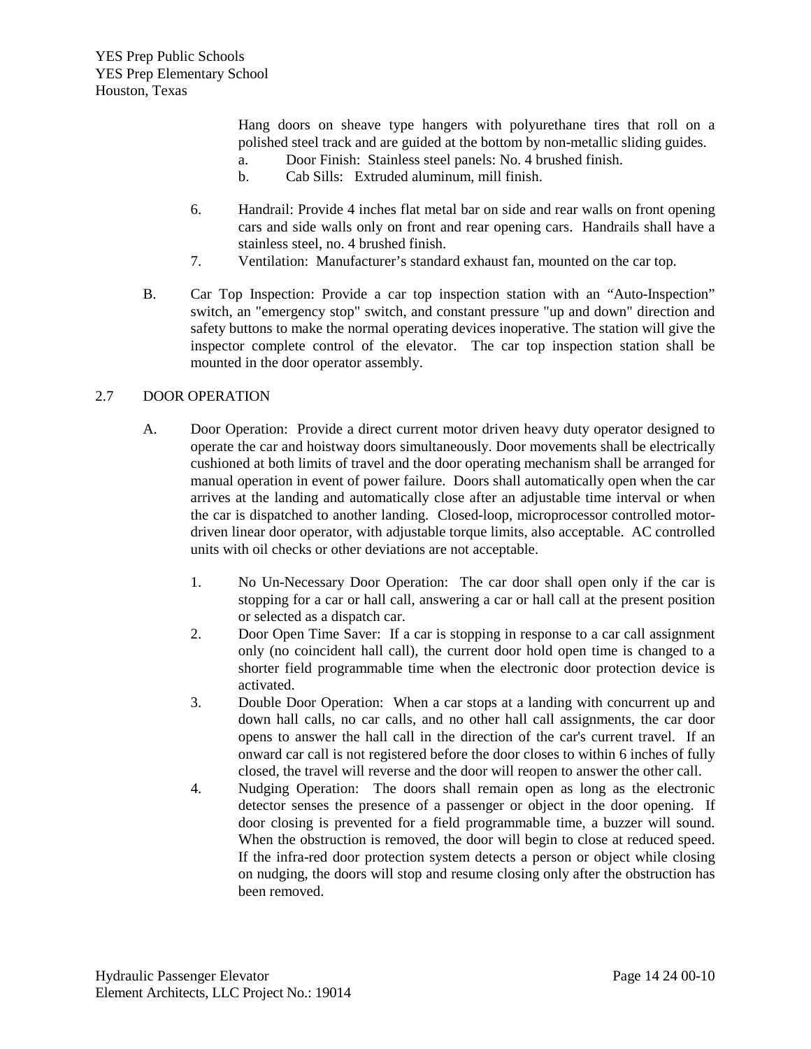Hang doors on sheave type hangers with polyurethane tires that roll on a polished steel track and are guided at the bottom by non-metallic sliding guides.

a. Door Finish: Stainless steel panels: No. 4 brushed finish.
b. Cab Sills: Extruded aluminum, mill finish.

6. Handrail: Provide 4 inches flat metal bar on side and rear walls on front opening cars and side walls only on front and rear opening cars. Handrails shall have a stainless steel, no. 4 brushed finish.
7. Ventilation: Manufacturer's standard exhaust fan, mounted on the car top.

B. Car Top Inspection: Provide a car top inspection station with an "Auto-Inspection" switch, an "emergency stop" switch, and constant pressure "up and down" direction and safety buttons to make the normal operating devices inoperative. The station will give the inspector complete control of the elevator. The car top inspection station shall be mounted in the door operator assembly.

## 2.7 DOOR OPERATION

A. Door Operation: Provide a direct current motor driven heavy duty operator designed to operate the car and hoistway doors simultaneously. Door movements shall be electrically cushioned at both limits of travel and the door operating mechanism shall be arranged for manual operation in event of power failure. Doors shall automatically open when the car arrives at the landing and automatically close after an adjustable time interval or when the car is dispatched to another landing. Closed-loop, microprocessor controlled motor-driven linear door operator, with adjustable torque limits, also acceptable. AC controlled units with oil checks or other deviations are not acceptable.

1. No Un-Necessary Door Operation: The car door shall open only if the car is stopping for a car or hall call, answering a car or hall call at the present position or selected as a dispatch car.
2. Door Open Time Saver: If a car is stopping in response to a car call assignment only (no coincident hall call), the current door hold open time is changed to a shorter field programmable time when the electronic door protection device is activated.
3. Double Door Operation: When a car stops at a landing with concurrent up and down hall calls, no car calls, and no other hall call assignments, the car door opens to answer the hall call in the direction of the car's current travel. If an onward car call is not registered before the door closes to within 6 inches of fully closed, the travel will reverse and the door will reopen to answer the other call.
4. Nudging Operation: The doors shall remain open as long as the electronic detector senses the presence of a passenger or object in the door opening. If door closing is prevented for a field programmable time, a buzzer will sound. When the obstruction is removed, the door will begin to close at reduced speed. If the infra-red door protection system detects a person or object while closing on nudging, the doors will stop and resume closing only after the obstruction has been removed.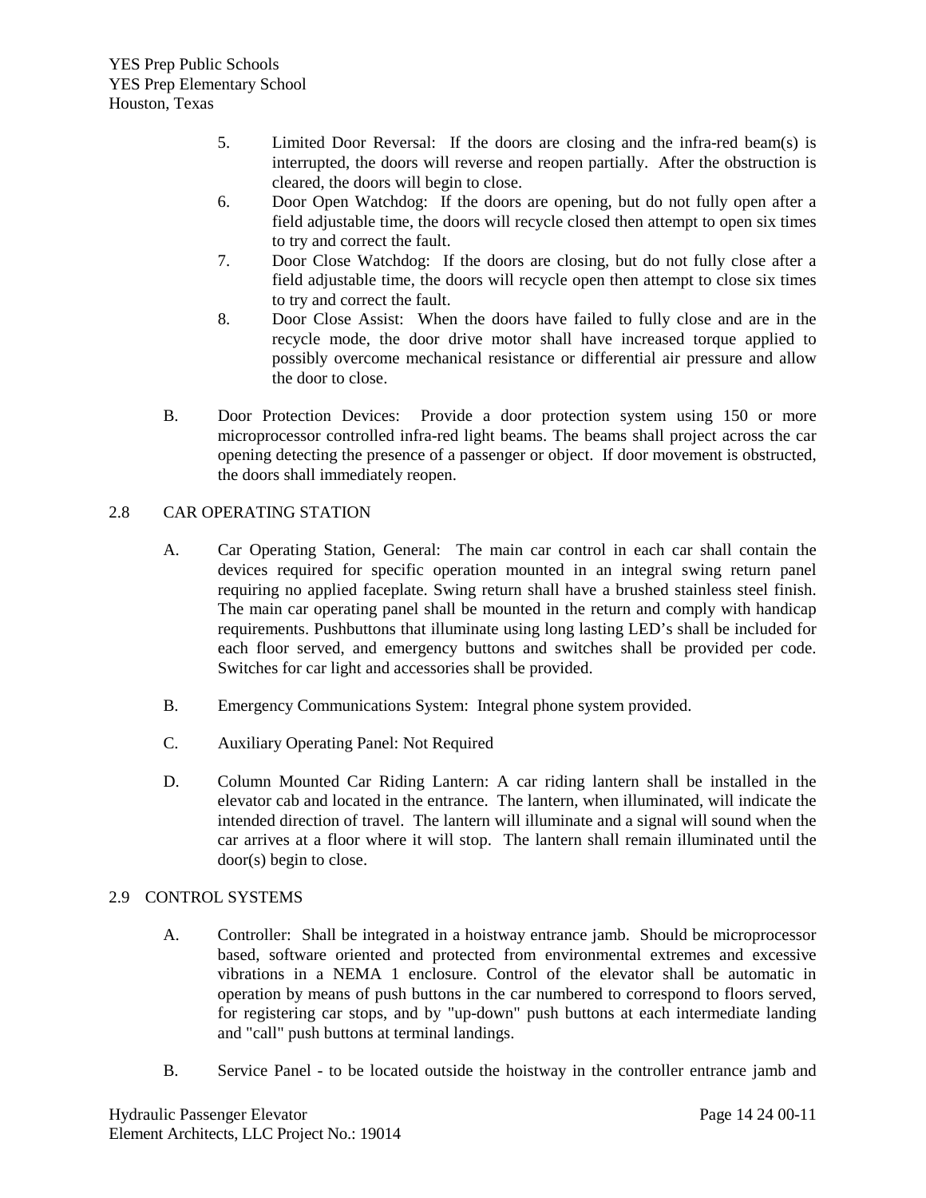5. Limited Door Reversal: If the doors are closing and the infra-red beam(s) is interrupted, the doors will reverse and reopen partially. After the obstruction is cleared, the doors will begin to close.
6. Door Open Watchdog: If the doors are opening, but do not fully open after a field adjustable time, the doors will recycle closed then attempt to open six times to try and correct the fault.
7. Door Close Watchdog: If the doors are closing, but do not fully close after a field adjustable time, the doors will recycle open then attempt to close six times to try and correct the fault.
8. Door Close Assist: When the doors have failed to fully close and are in the recycle mode, the door drive motor shall have increased torque applied to possibly overcome mechanical resistance or differential air pressure and allow the door to close.

B. Door Protection Devices: Provide a door protection system using 150 or more microprocessor controlled infra-red light beams. The beams shall project across the car opening detecting the presence of a passenger or object. If door movement is obstructed, the doors shall immediately reopen.

## 2.8 CAR OPERATING STATION

A. Car Operating Station, General: The main car control in each car shall contain the devices required for specific operation mounted in an integral swing return panel requiring no applied faceplate. Swing return shall have a brushed stainless steel finish. The main car operating panel shall be mounted in the return and comply with handicap requirements. Pushbuttons that illuminate using long lasting LED's shall be included for each floor served, and emergency buttons and switches shall be provided per code. Switches for car light and accessories shall be provided.

B. Emergency Communications System: Integral phone system provided.

C. Auxiliary Operating Panel: Not Required

D. Column Mounted Car Riding Lantern: A car riding lantern shall be installed in the elevator cab and located in the entrance. The lantern, when illuminated, will indicate the intended direction of travel. The lantern will illuminate and a signal will sound when the car arrives at a floor where it will stop. The lantern shall remain illuminated until the door(s) begin to close.

## 2.9 CONTROL SYSTEMS

A. Controller: Shall be integrated in a hoistway entrance jamb. Should be microprocessor based, software oriented and protected from environmental extremes and excessive vibrations in a NEMA 1 enclosure. Control of the elevator shall be automatic in operation by means of push buttons in the car numbered to correspond to floors served, for registering car stops, and by "up-down" push buttons at each intermediate landing and "call" push buttons at terminal landings.

B. Service Panel - to be located outside the hoistway in the controller entrance jamb and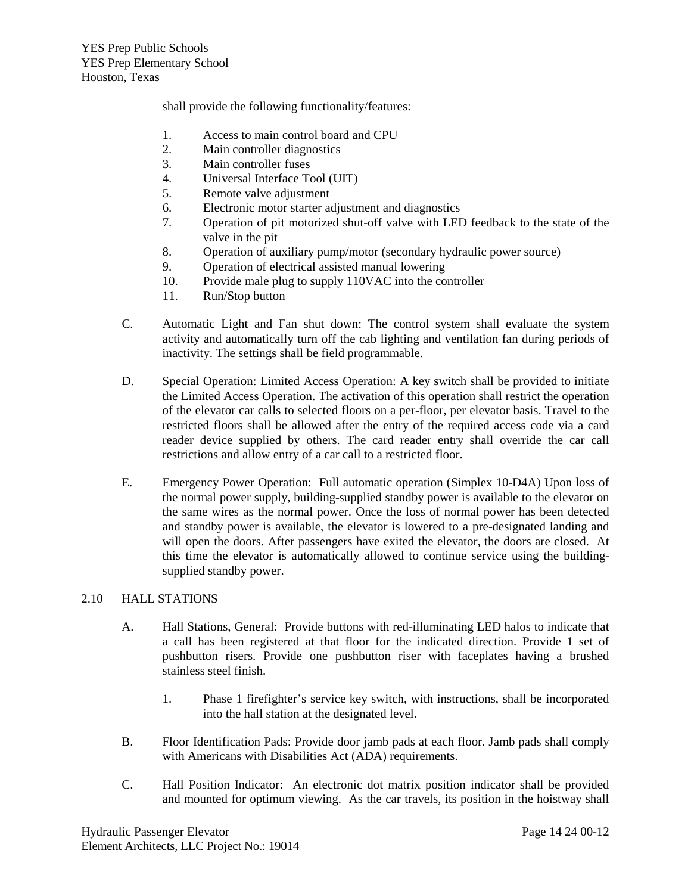shall provide the following functionality/features:

1. Access to main control board and CPU
2. Main controller diagnostics
3. Main controller fuses
4. Universal Interface Tool (UIT)
5. Remote valve adjustment
6. Electronic motor starter adjustment and diagnostics
7. Operation of pit motorized shut-off valve with LED feedback to the state of the valve in the pit
8. Operation of auxiliary pump/motor (secondary hydraulic power source)
9. Operation of electrical assisted manual lowering
10. Provide male plug to supply 110VAC into the controller
11. Run/Stop button

C. Automatic Light and Fan shut down: The control system shall evaluate the system activity and automatically turn off the cab lighting and ventilation fan during periods of inactivity. The settings shall be field programmable.

D. Special Operation: Limited Access Operation: A key switch shall be provided to initiate the Limited Access Operation. The activation of this operation shall restrict the operation of the elevator car calls to selected floors on a per-floor, per elevator basis. Travel to the restricted floors shall be allowed after the entry of the required access code via a card reader device supplied by others. The card reader entry shall override the car call restrictions and allow entry of a car call to a restricted floor.

E. Emergency Power Operation: Full automatic operation (Simplex 10-D4A) Upon loss of the normal power supply, building-supplied standby power is available to the elevator on the same wires as the normal power. Once the loss of normal power has been detected and standby power is available, the elevator is lowered to a pre-designated landing and will open the doors. After passengers have exited the elevator, the doors are closed. At this time the elevator is automatically allowed to continue service using the building-supplied standby power.

## 2.10 HALL STATIONS

A. Hall Stations, General: Provide buttons with red-illuminating LED halos to indicate that a call has been registered at that floor for the indicated direction. Provide 1 set of pushbutton risers. Provide one pushbutton riser with faceplates having a brushed stainless steel finish.

   1. Phase 1 firefighter's service key switch, with instructions, shall be incorporated into the hall station at the designated level.

B. Floor Identification Pads: Provide door jamb pads at each floor. Jamb pads shall comply with Americans with Disabilities Act (ADA) requirements.

C. Hall Position Indicator: An electronic dot matrix position indicator shall be provided and mounted for optimum viewing. As the car travels, its position in the hoistway shall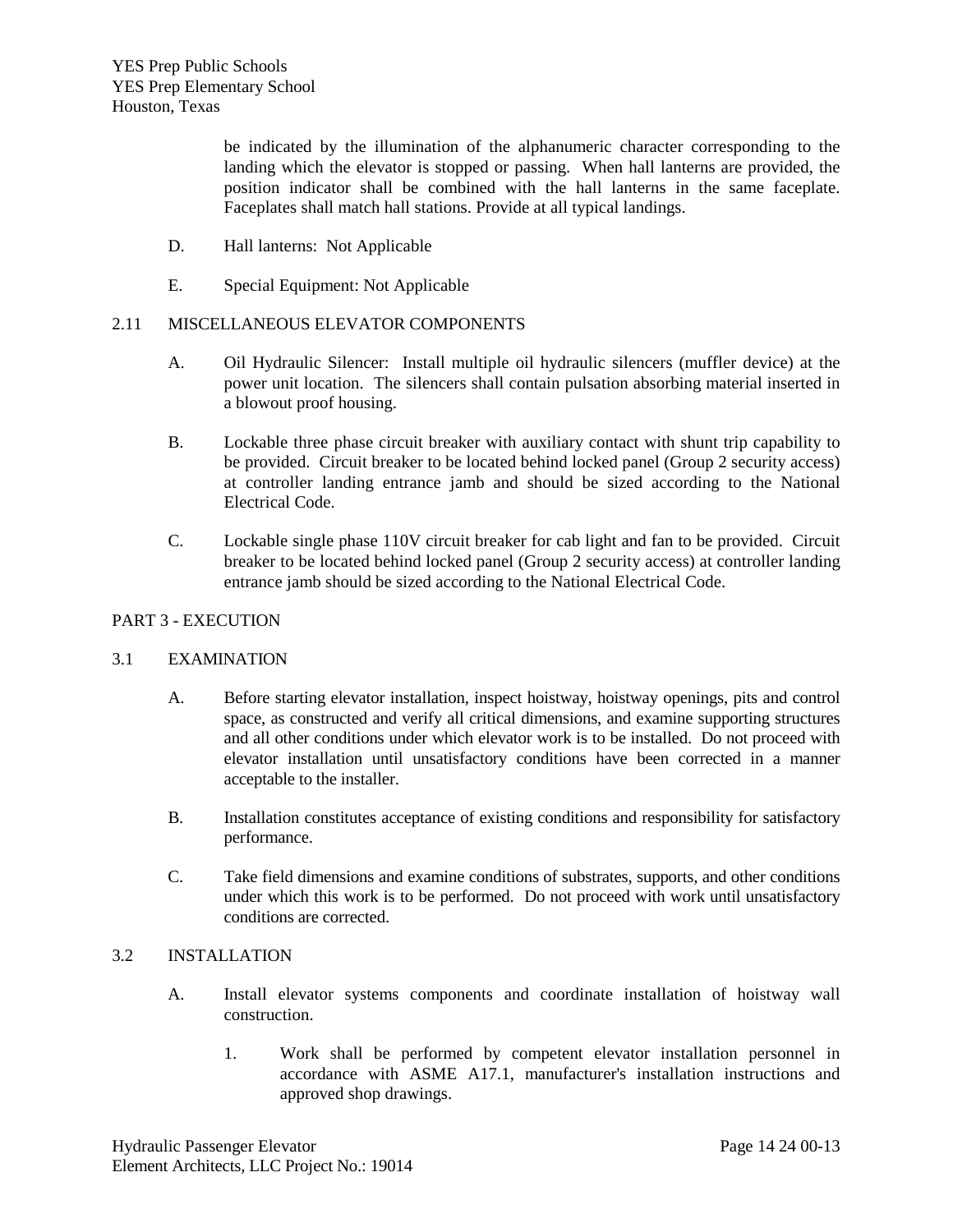be indicated by the illumination of the alphanumeric character corresponding to the landing which the elevator is stopped or passing. When hall lanterns are provided, the position indicator shall be combined with the hall lanterns in the same faceplate. Faceplates shall match hall stations. Provide at all typical landings.

D. Hall lanterns: Not Applicable

E. Special Equipment: Not Applicable

## 2.11 MISCELLANEOUS ELEVATOR COMPONENTS

A. Oil Hydraulic Silencer: Install multiple oil hydraulic silencers (muffler device) at the power unit location. The silencers shall contain pulsation absorbing material inserted in a blowout proof housing.

B. Lockable three phase circuit breaker with auxiliary contact with shunt trip capability to be provided. Circuit breaker to be located behind locked panel (Group 2 security access) at controller landing entrance jamb and should be sized according to the National Electrical Code.

C. Lockable single phase 110V circuit breaker for cab light and fan to be provided. Circuit breaker to be located behind locked panel (Group 2 security access) at controller landing entrance jamb should be sized according to the National Electrical Code.

# PART 3 - EXECUTION

## 3.1 EXAMINATION

A. Before starting elevator installation, inspect hoistway, hoistway openings, pits and control space, as constructed and verify all critical dimensions, and examine supporting structures and all other conditions under which elevator work is to be installed. Do not proceed with elevator installation until unsatisfactory conditions have been corrected in a manner acceptable to the installer.

B. Installation constitutes acceptance of existing conditions and responsibility for satisfactory performance.

C. Take field dimensions and examine conditions of substrates, supports, and other conditions under which this work is to be performed. Do not proceed with work until unsatisfactory conditions are corrected.

## 3.2 INSTALLATION

A. Install elevator systems components and coordinate installation of hoistway wall construction.

1. Work shall be performed by competent elevator installation personnel in accordance with ASME A17.1, manufacturer's installation instructions and approved shop drawings.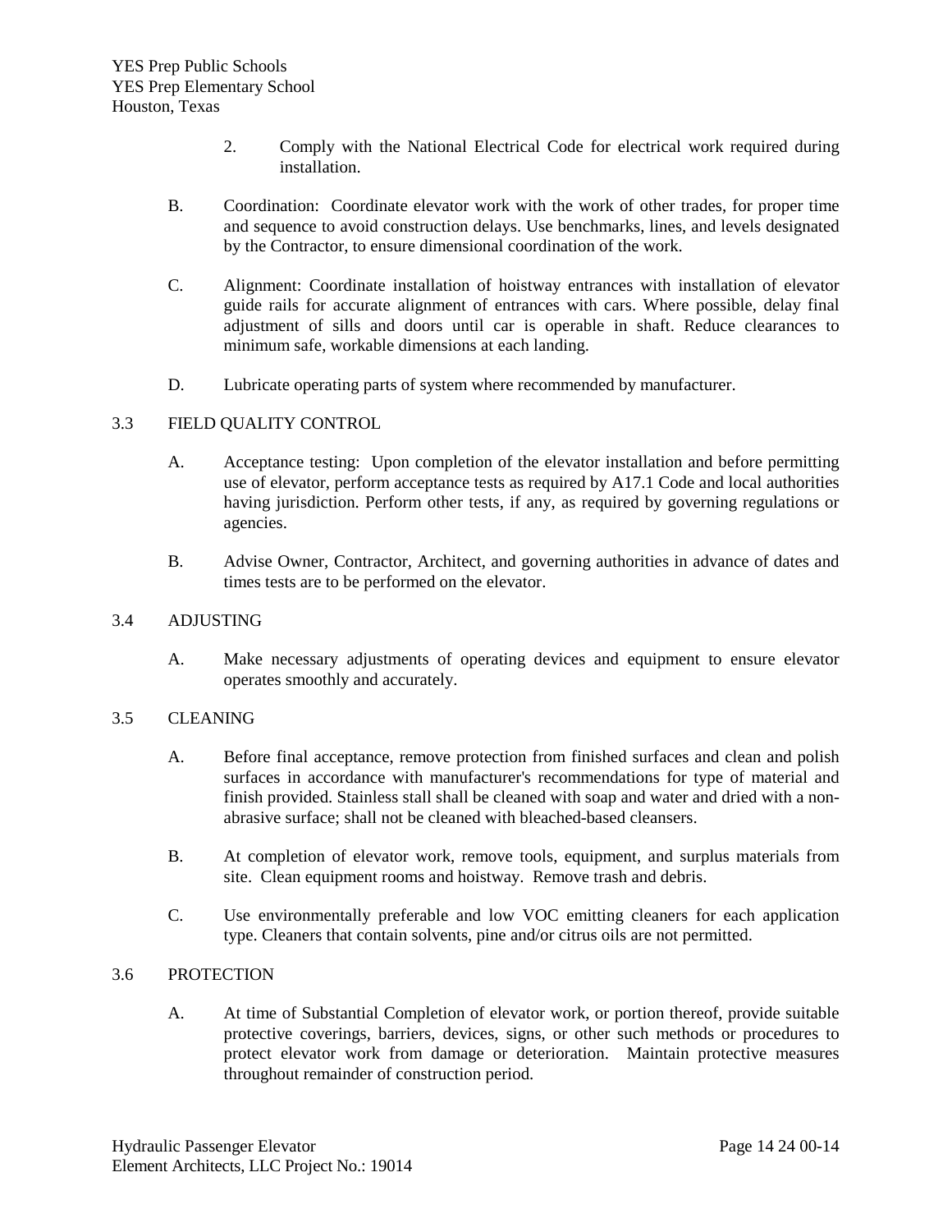2. Comply with the National Electrical Code for electrical work required during installation.

B. Coordination: Coordinate elevator work with the work of other trades, for proper time and sequence to avoid construction delays. Use benchmarks, lines, and levels designated by the Contractor, to ensure dimensional coordination of the work.

C. Alignment: Coordinate installation of hoistway entrances with installation of elevator guide rails for accurate alignment of entrances with cars. Where possible, delay final adjustment of sills and doors until car is operable in shaft. Reduce clearances to minimum safe, workable dimensions at each landing.

D. Lubricate operating parts of system where recommended by manufacturer.

## 3.3 FIELD QUALITY CONTROL

A. Acceptance testing: Upon completion of the elevator installation and before permitting use of elevator, perform acceptance tests as required by A17.1 Code and local authorities having jurisdiction. Perform other tests, if any, as required by governing regulations or agencies.

B. Advise Owner, Contractor, Architect, and governing authorities in advance of dates and times tests are to be performed on the elevator.

## 3.4 ADJUSTING

A. Make necessary adjustments of operating devices and equipment to ensure elevator operates smoothly and accurately.

## 3.5 CLEANING

A. Before final acceptance, remove protection from finished surfaces and clean and polish surfaces in accordance with manufacturer's recommendations for type of material and finish provided. Stainless stall shall be cleaned with soap and water and dried with a non-abrasive surface; shall not be cleaned with bleached-based cleansers.

B. At completion of elevator work, remove tools, equipment, and surplus materials from site. Clean equipment rooms and hoistway. Remove trash and debris.

C. Use environmentally preferable and low VOC emitting cleaners for each application type. Cleaners that contain solvents, pine and/or citrus oils are not permitted.

## 3.6 PROTECTION

A. At time of Substantial Completion of elevator work, or portion thereof, provide suitable protective coverings, barriers, devices, signs, or other such methods or procedures to protect elevator work from damage or deterioration. Maintain protective measures throughout remainder of construction period.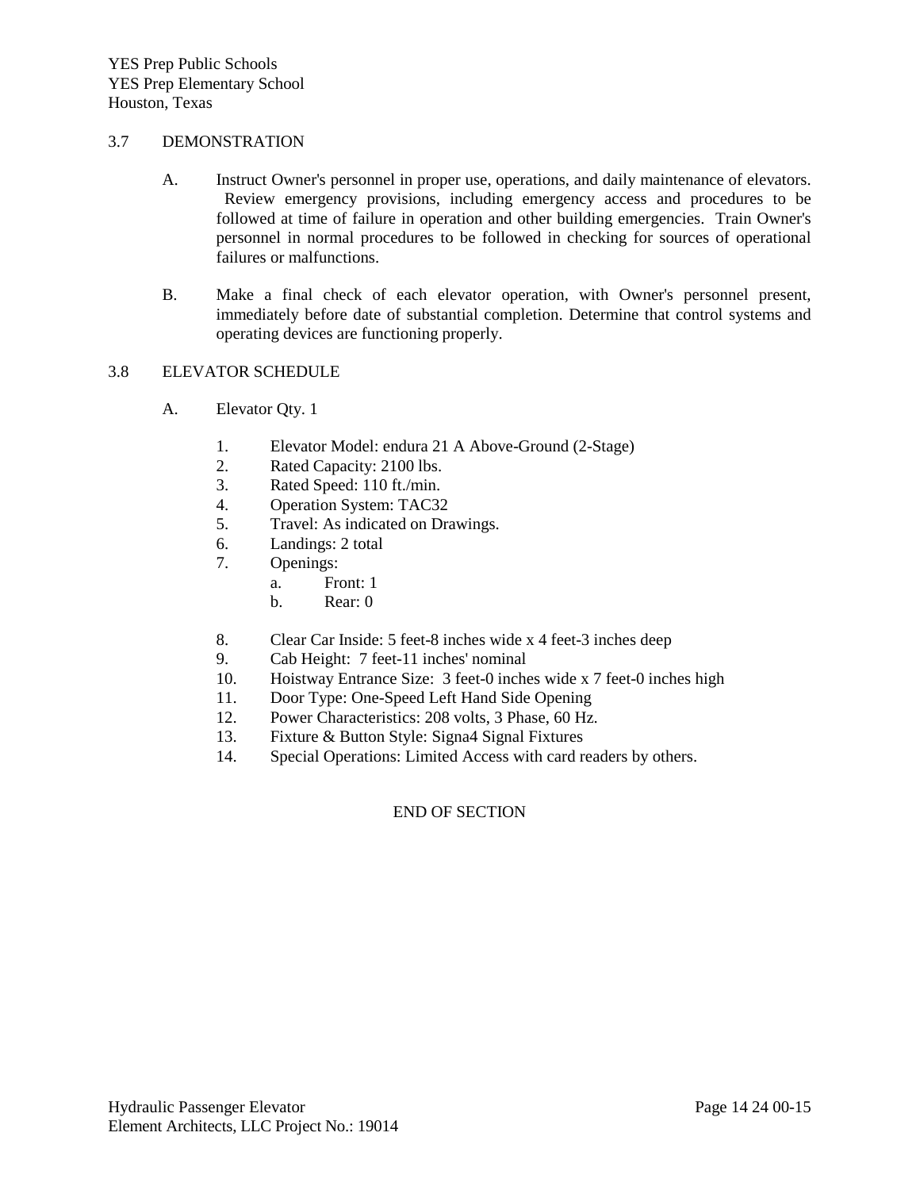## 3.7 DEMONSTRATION

A. Instruct Owner's personnel in proper use, operations, and daily maintenance of elevators. Review emergency provisions, including emergency access and procedures to be followed at time of failure in operation and other building emergencies. Train Owner's personnel in normal procedures to be followed in checking for sources of operational failures or malfunctions.

B. Make a final check of each elevator operation, with Owner's personnel present, immediately before date of substantial completion. Determine that control systems and operating devices are functioning properly.

## 3.8 ELEVATOR SCHEDULE

A. Elevator Qty. 1

1. Elevator Model: endura 21 A Above-Ground (2-Stage)
2. Rated Capacity: 2100 lbs.
3. Rated Speed: 110 ft./min.
4. Operation System: TAC32
5. Travel: As indicated on Drawings.
6. Landings: 2 total
7. Openings:
   a. Front: 1
   b. Rear: 0
8. Clear Car Inside: 5 feet-8 inches wide x 4 feet-3 inches deep
9. Cab Height: 7 feet-11 inches' nominal
10. Hoistway Entrance Size: 3 feet-0 inches wide x 7 feet-0 inches high
11. Door Type: One-Speed Left Hand Side Opening
12. Power Characteristics: 208 volts, 3 Phase, 60 Hz.
13. Fixture & Button Style: Signa4 Signal Fixtures
14. Special Operations: Limited Access with card readers by others.

END OF SECTION